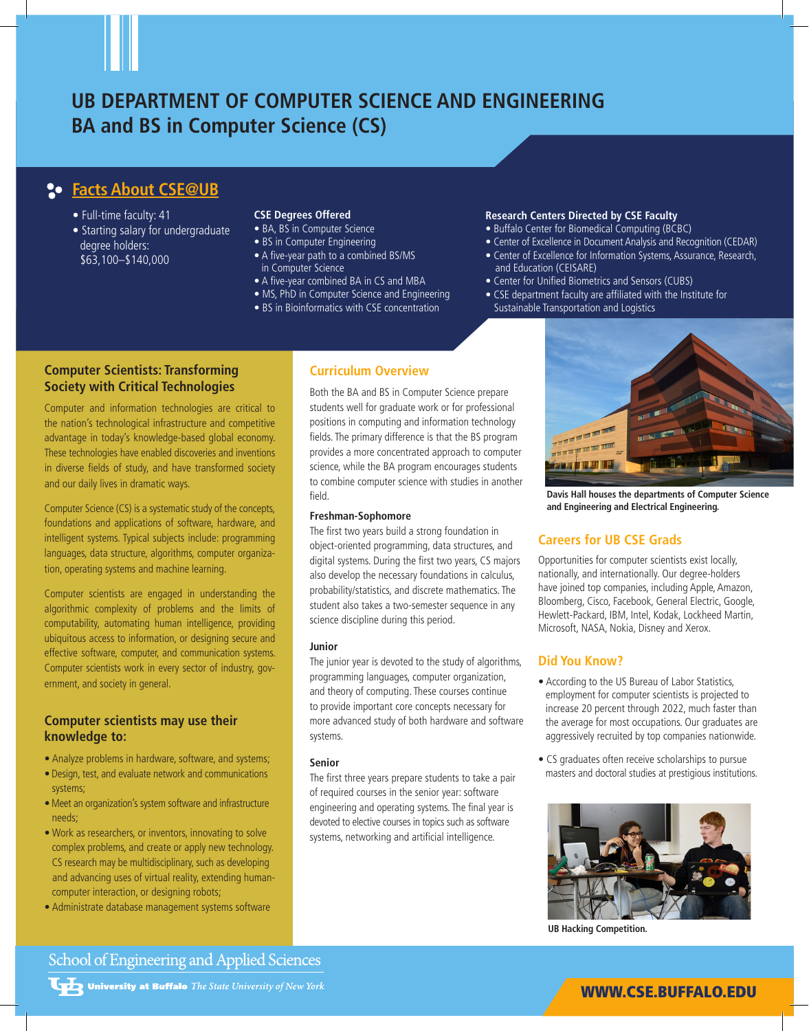# UB DEPARTMENT OF COMPUTER SCIENCE AND ENGINEERING
# BA and BS in Computer Science (CS)

## Facts About CSE@UB

- Full-time faculty: 41
- Starting salary for undergraduate degree holders: $63,100–$140,000

**CSE Degrees Offered**

- BA, BS in Computer Science
- BS in Computer Engineering
- A five-year path to a combined BS/MS in Computer Science
- A five-year combined BA in CS and MBA
- MS, PhD in Computer Science and Engineering
- BS in Bioinformatics with CSE concentration

**Research Centers Directed by CSE Faculty**

- Buffalo Center for Biomedical Computing (BCBC)
- Center of Excellence in Document Analysis and Recognition (CEDAR)
- Center of Excellence for Information Systems, Assurance, Research, and Education (CEISARE)
- Center for Unified Biometrics and Sensors (CUBS)
- CSE department faculty are affiliated with the Institute for Sustainable Transportation and Logistics

### Computer Scientists: Transforming Society with Critical Technologies

Computer and information technologies are critical to the nation's technological infrastructure and competitive advantage in today's knowledge-based global economy. These technologies have enabled discoveries and inventions in diverse fields of study, and have transformed society and our daily lives in dramatic ways.

Computer Science (CS) is a systematic study of the concepts, foundations and applications of software, hardware, and intelligent systems. Typical subjects include: programming languages, data structure, algorithms, computer organization, operating systems and machine learning.

Computer scientists are engaged in understanding the algorithmic complexity of problems and the limits of computability, automating human intelligence, providing ubiquitous access to information, or designing secure and effective software, computer, and communication systems. Computer scientists work in every sector of industry, government, and society in general.

### Computer scientists may use their knowledge to:

- Analyze problems in hardware, software, and systems;
- Design, test, and evaluate network and communications systems;
- Meet an organization's system software and infrastructure needs;
- Work as researchers, or inventors, innovating to solve complex problems, and create or apply new technology. CS research may be multidisciplinary, such as developing and advancing uses of virtual reality, extending human-computer interaction, or designing robots;
- Administrate database management systems software

### Curriculum Overview

Both the BA and BS in Computer Science prepare students well for graduate work or for professional positions in computing and information technology fields. The primary difference is that the BS program provides a more concentrated approach to computer science, while the BA program encourages students to combine computer science with studies in another field.

**Freshman-Sophomore**

The first two years build a strong foundation in object-oriented programming, data structures, and digital systems. During the first two years, CS majors also develop the necessary foundations in calculus, probability/statistics, and discrete mathematics. The student also takes a two-semester sequence in any science discipline during this period.

**Junior**

The junior year is devoted to the study of algorithms, programming languages, computer organization, and theory of computing. These courses continue to provide important core concepts necessary for more advanced study of both hardware and software systems.

**Senior**

The first three years prepare students to take a pair of required courses in the senior year: software engineering and operating systems. The final year is devoted to elective courses in topics such as software systems, networking and artificial intelligence.

**Davis Hall houses the departments of Computer Science and Engineering and Electrical Engineering.**

### Careers for UB CSE Grads

Opportunities for computer scientists exist locally, nationally, and internationally. Our degree-holders have joined top companies, including Apple, Amazon, Bloomberg, Cisco, Facebook, General Electric, Google, Hewlett-Packard, IBM, Intel, Kodak, Lockheed Martin, Microsoft, NASA, Nokia, Disney and Xerox.

### Did You Know?

- According to the US Bureau of Labor Statistics, employment for computer scientists is projected to increase 20 percent through 2022, much faster than the average for most occupations. Our graduates are aggressively recruited by top companies nationwide.
- CS graduates often receive scholarships to pursue masters and doctoral studies at prestigious institutions.

**UB Hacking Competition.**

School of Engineering and Applied Sciences

University at Buffalo *The State University of New York*

**WWW.CSE.BUFFALO.EDU**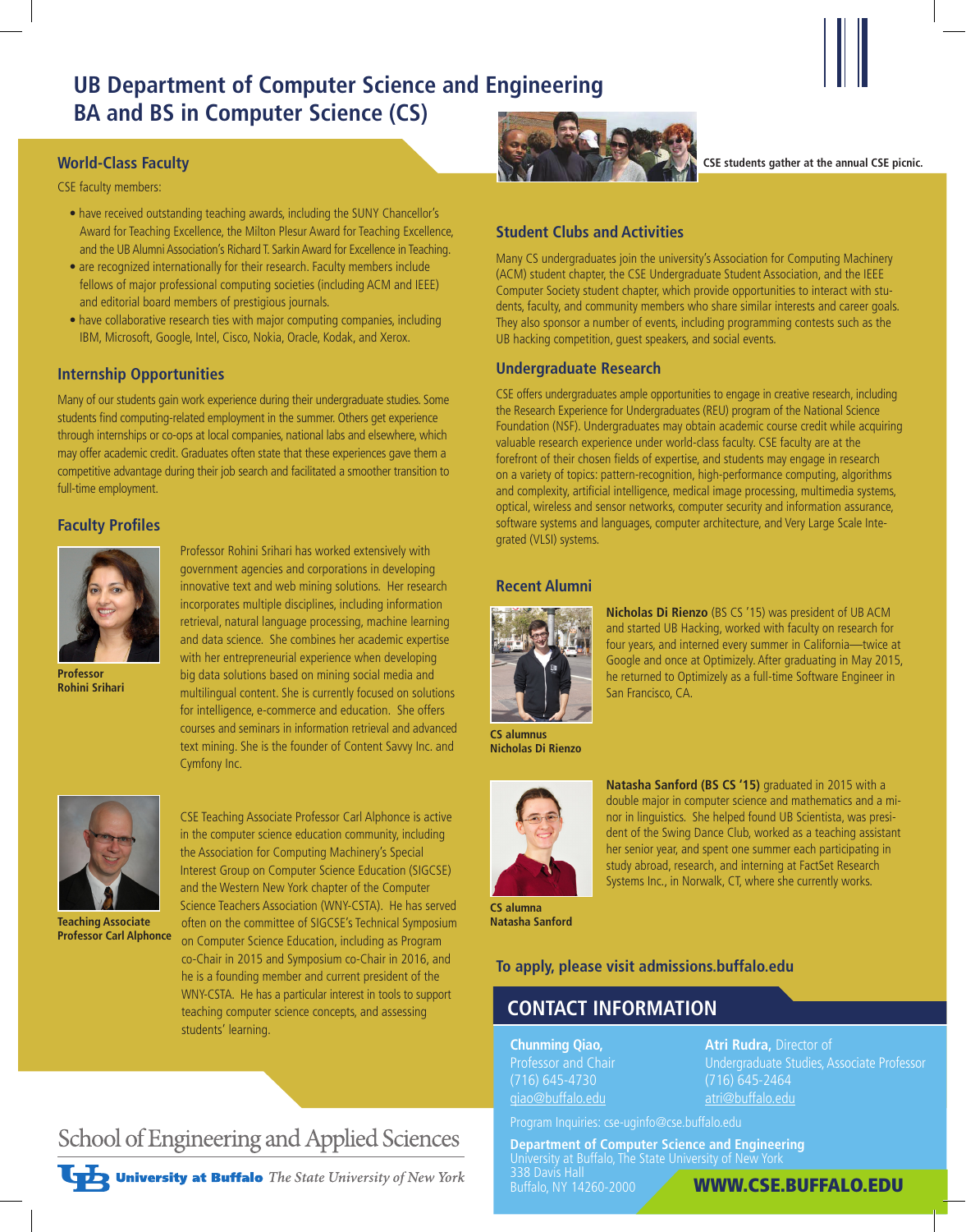# UB Department of Computer Science and Engineering
# BA and BS in Computer Science (CS)

## World-Class Faculty

CSE faculty members:

- have received outstanding teaching awards, including the SUNY Chancellor's Award for Teaching Excellence, the Milton Plesur Award for Teaching Excellence, and the UB Alumni Association's Richard T. Sarkin Award for Excellence in Teaching.
- are recognized internationally for their research. Faculty members include fellows of major professional computing societies (including ACM and IEEE) and editorial board members of prestigious journals.
- have collaborative research ties with major computing companies, including IBM, Microsoft, Google, Intel, Cisco, Nokia, Oracle, Kodak, and Xerox.

## Internship Opportunities

Many of our students gain work experience during their undergraduate studies. Some students find computing-related employment in the summer. Others get experience through internships or co-ops at local companies, national labs and elsewhere, which may offer academic credit. Graduates often state that these experiences gave them a competitive advantage during their job search and facilitated a smoother transition to full-time employment.

## Faculty Profiles

**Professor Rohini Srihari**

Professor Rohini Srihari has worked extensively with government agencies and corporations in developing innovative text and web mining solutions. Her research incorporates multiple disciplines, including information retrieval, natural language processing, machine learning and data science. She combines her academic expertise with her entrepreneurial experience when developing big data solutions based on mining social media and multilingual content. She is currently focused on solutions for intelligence, e-commerce and education. She offers courses and seminars in information retrieval and advanced text mining. She is the founder of Content Savvy Inc. and Cymfony Inc.

**Teaching Associate Professor Carl Alphonce**

CSE Teaching Associate Professor Carl Alphonce is active in the computer science education community, including the Association for Computing Machinery's Special Interest Group on Computer Science Education (SIGCSE) and the Western New York chapter of the Computer Science Teachers Association (WNY-CSTA). He has served often on the committee of SIGCSE's Technical Symposium on Computer Science Education, including as Program co-Chair in 2015 and Symposium co-Chair in 2016, and he is a founding member and current president of the WNY-CSTA. He has a particular interest in tools to support teaching computer science concepts, and assessing students' learning.

CSE students gather at the annual CSE picnic.

## Student Clubs and Activities

Many CS undergraduates join the university's Association for Computing Machinery (ACM) student chapter, the CSE Undergraduate Student Association, and the IEEE Computer Society student chapter, which provide opportunities to interact with students, faculty, and community members who share similar interests and career goals. They also sponsor a number of events, including programming contests such as the UB hacking competition, guest speakers, and social events.

## Undergraduate Research

CSE offers undergraduates ample opportunities to engage in creative research, including the Research Experience for Undergraduates (REU) program of the National Science Foundation (NSF). Undergraduates may obtain academic course credit while acquiring valuable research experience under world-class faculty. CSE faculty are at the forefront of their chosen fields of expertise, and students may engage in research on a variety of topics: pattern-recognition, high-performance computing, algorithms and complexity, artificial intelligence, medical image processing, multimedia systems, optical, wireless and sensor networks, computer security and information assurance, software systems and languages, computer architecture, and Very Large Scale Integrated (VLSI) systems.

## Recent Alumni

**CS alumnus Nicholas Di Rienzo**

**Nicholas Di Rienzo** (BS CS '15) was president of UB ACM and started UB Hacking, worked with faculty on research for four years, and interned every summer in California—twice at Google and once at Optimizely. After graduating in May 2015, he returned to Optimizely as a full-time Software Engineer in San Francisco, CA.

**CS alumna Natasha Sanford**

**Natasha Sanford (BS CS '15)** graduated in 2015 with a double major in computer science and mathematics and a minor in linguistics. She helped found UB Scientista, was president of the Swing Dance Club, worked as a teaching assistant her senior year, and spent one summer each participating in study abroad, research, and interning at FactSet Research Systems Inc., in Norwalk, CT, where she currently works.

**To apply, please visit admissions.buffalo.edu**

## CONTACT INFORMATION

**Chunming Qiao,**
Professor and Chair
(716) 645-4730
qiao@buffalo.edu

**Atri Rudra,** Director of
Undergraduate Studies, Associate Professor
(716) 645-2464
atri@buffalo.edu

Program Inquiries: cse-uginfo@cse.buffalo.edu

**Department of Computer Science and Engineering**
University at Buffalo, The State University of New York
338 Davis Hall
Buffalo, NY 14260-2000

**WWW.CSE.BUFFALO.EDU**

School of Engineering and Applied Sciences

University at Buffalo *The State University of New York*